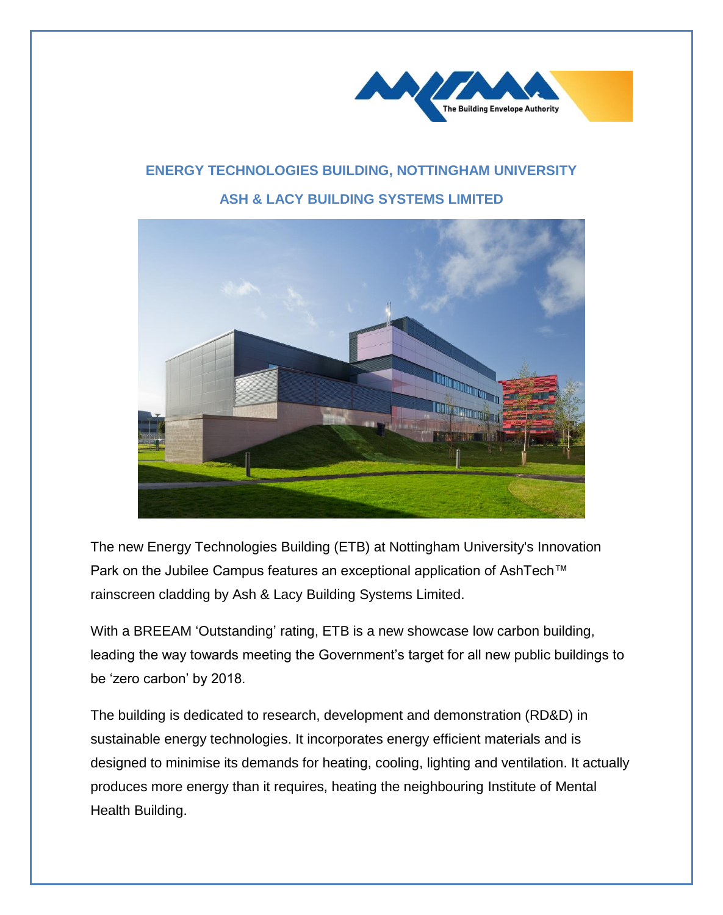## ENERGY TECHNOLOGIES BUILDING, NOTTINGHAM UNIVERSITY

## ASH & LACY BUILDING SYSTEMS LIMITED

The new Energy Technologies Building (ETB) at Nottingham University's Innovation Park on the Jubilee Campus features an exceptional application of AshTech™ rainscreen cladding by Ash & Lacy Building Systems Limited.

With a BREEAM 'Outstanding' rating, ETB is a new showcase low carbon building, leading the way towards meeting the Government's target for all new public buildings to be 'zero carbon' by 2018.

The building is dedicated to research, development and demonstration (RD&D) in sustainable energy technologies. It incorporates energy efficient materials and is designed to minimise its demands for heating, cooling, lighting and ventilation. It actually produces more energy than it requires, heating the neighbouring Institute of Mental Health Building.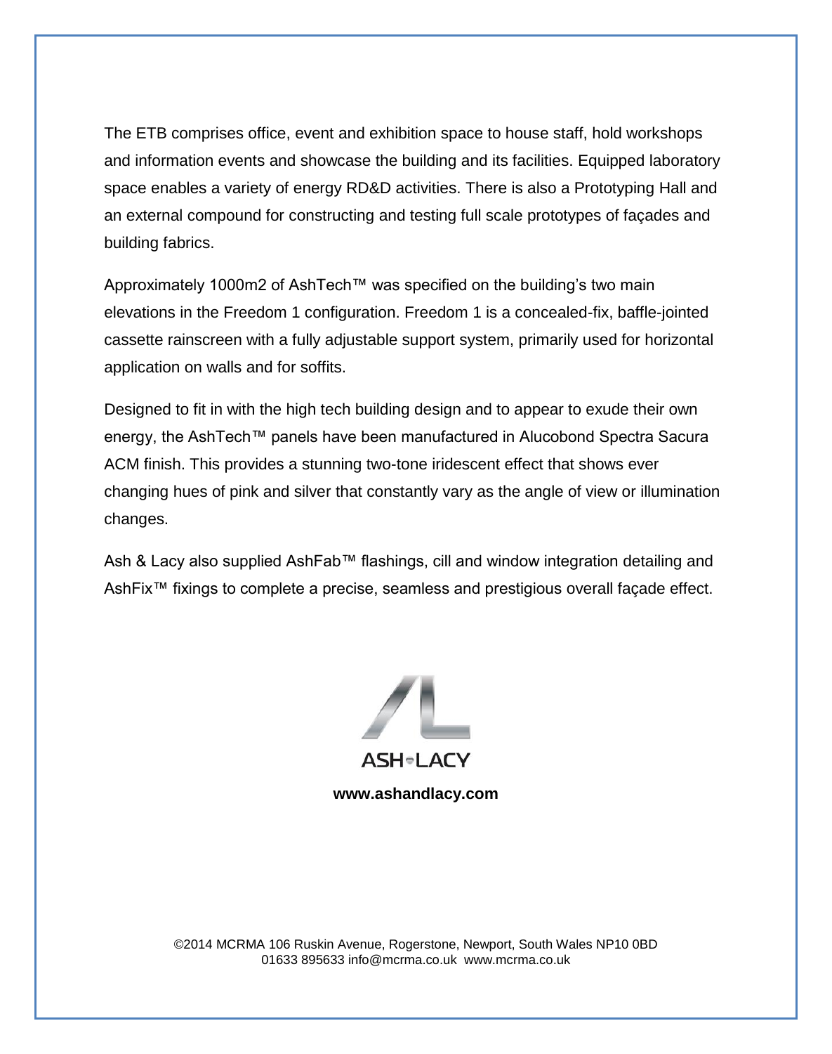The ETB comprises office, event and exhibition space to house staff, hold workshops and information events and showcase the building and its facilities. Equipped laboratory space enables a variety of energy RD&D activities. There is also a Prototyping Hall and an external compound for constructing and testing full scale prototypes of façades and building fabrics.

Approximately 1000m2 of AshTech™ was specified on the building's two main elevations in the Freedom 1 configuration. Freedom 1 is a concealed-fix, baffle-jointed cassette rainscreen with a fully adjustable support system, primarily used for horizontal application on walls and for soffits.

Designed to fit in with the high tech building design and to appear to exude their own energy, the AshTech™ panels have been manufactured in Alucobond Spectra Sacura ACM finish. This provides a stunning two-tone iridescent effect that shows ever changing hues of pink and silver that constantly vary as the angle of view or illumination changes.

Ash & Lacy also supplied AshFab™ flashings, cill and window integration detailing and AshFix™ fixings to complete a precise, seamless and prestigious overall façade effect.

ASH LACY

**www.ashandlacy.com**

©2014 MCRMA 106 Ruskin Avenue, Rogerstone, Newport, South Wales NP10 0BD
01633 895633 info@mcrma.co.uk www.mcrma.co.uk